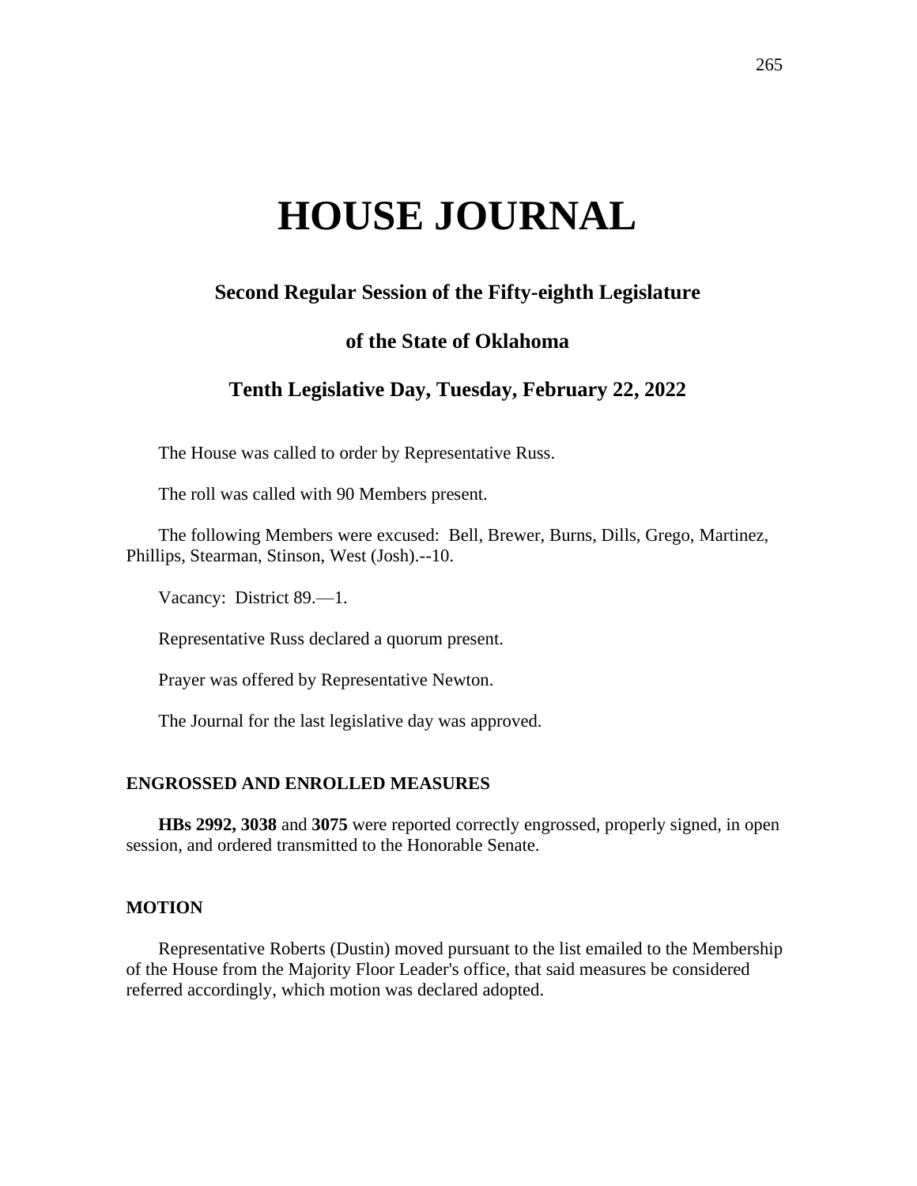# HOUSE JOURNAL

## Second Regular Session of the Fifty-eighth Legislature

## of the State of Oklahoma

## Tenth Legislative Day, Tuesday, February 22, 2022

The House was called to order by Representative Russ.

The roll was called with 90 Members present.

The following Members were excused: Bell, Brewer, Burns, Dills, Grego, Martinez, Phillips, Stearman, Stinson, West (Josh).--10.

Vacancy: District 89.—1.

Representative Russ declared a quorum present.

Prayer was offered by Representative Newton.

The Journal for the last legislative day was approved.

### ENGROSSED AND ENROLLED MEASURES

**HBs 2992, 3038** and **3075** were reported correctly engrossed, properly signed, in open session, and ordered transmitted to the Honorable Senate.

### MOTION

Representative Roberts (Dustin) moved pursuant to the list emailed to the Membership of the House from the Majority Floor Leader's office, that said measures be considered referred accordingly, which motion was declared adopted.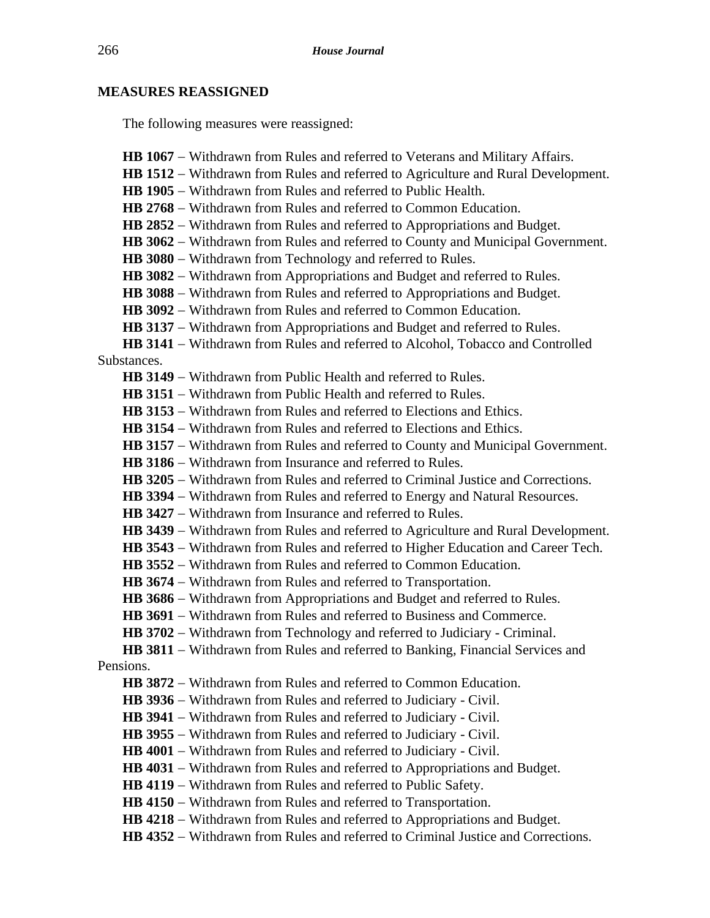## MEASURES REASSIGNED

The following measures were reassigned:

**HB 1067** – Withdrawn from Rules and referred to Veterans and Military Affairs.
**HB 1512** – Withdrawn from Rules and referred to Agriculture and Rural Development.
**HB 1905** – Withdrawn from Rules and referred to Public Health.
**HB 2768** – Withdrawn from Rules and referred to Common Education.
**HB 2852** – Withdrawn from Rules and referred to Appropriations and Budget.
**HB 3062** – Withdrawn from Rules and referred to County and Municipal Government.
**HB 3080** – Withdrawn from Technology and referred to Rules.
**HB 3082** – Withdrawn from Appropriations and Budget and referred to Rules.
**HB 3088** – Withdrawn from Rules and referred to Appropriations and Budget.
**HB 3092** – Withdrawn from Rules and referred to Common Education.
**HB 3137** – Withdrawn from Appropriations and Budget and referred to Rules.
**HB 3141** – Withdrawn from Rules and referred to Alcohol, Tobacco and Controlled Substances.
**HB 3149** – Withdrawn from Public Health and referred to Rules.
**HB 3151** – Withdrawn from Public Health and referred to Rules.
**HB 3153** – Withdrawn from Rules and referred to Elections and Ethics.
**HB 3154** – Withdrawn from Rules and referred to Elections and Ethics.
**HB 3157** – Withdrawn from Rules and referred to County and Municipal Government.
**HB 3186** – Withdrawn from Insurance and referred to Rules.
**HB 3205** – Withdrawn from Rules and referred to Criminal Justice and Corrections.
**HB 3394** – Withdrawn from Rules and referred to Energy and Natural Resources.
**HB 3427** – Withdrawn from Insurance and referred to Rules.
**HB 3439** – Withdrawn from Rules and referred to Agriculture and Rural Development.
**HB 3543** – Withdrawn from Rules and referred to Higher Education and Career Tech.
**HB 3552** – Withdrawn from Rules and referred to Common Education.
**HB 3674** – Withdrawn from Rules and referred to Transportation.
**HB 3686** – Withdrawn from Appropriations and Budget and referred to Rules.
**HB 3691** – Withdrawn from Rules and referred to Business and Commerce.
**HB 3702** – Withdrawn from Technology and referred to Judiciary - Criminal.
**HB 3811** – Withdrawn from Rules and referred to Banking, Financial Services and Pensions.
**HB 3872** – Withdrawn from Rules and referred to Common Education.
**HB 3936** – Withdrawn from Rules and referred to Judiciary - Civil.
**HB 3941** – Withdrawn from Rules and referred to Judiciary - Civil.
**HB 3955** – Withdrawn from Rules and referred to Judiciary - Civil.
**HB 4001** – Withdrawn from Rules and referred to Judiciary - Civil.
**HB 4031** – Withdrawn from Rules and referred to Appropriations and Budget.
**HB 4119** – Withdrawn from Rules and referred to Public Safety.
**HB 4150** – Withdrawn from Rules and referred to Transportation.
**HB 4218** – Withdrawn from Rules and referred to Appropriations and Budget.
**HB 4352** – Withdrawn from Rules and referred to Criminal Justice and Corrections.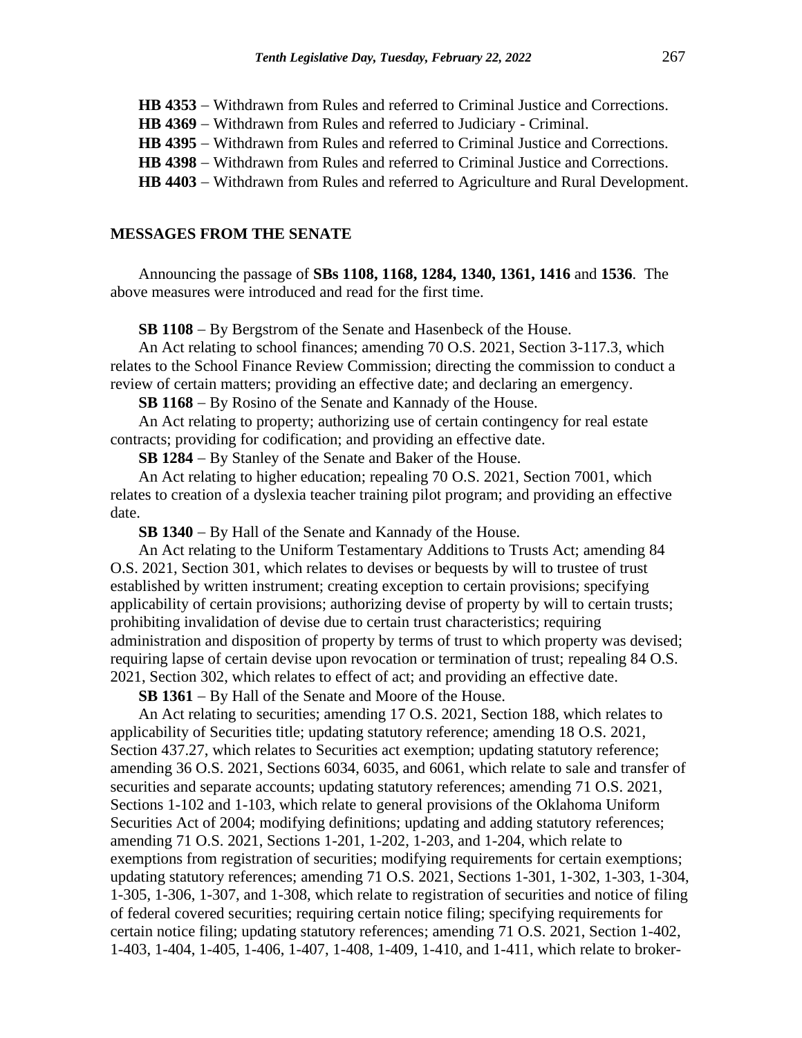**HB 4353** – Withdrawn from Rules and referred to Criminal Justice and Corrections.

**HB 4369** – Withdrawn from Rules and referred to Judiciary - Criminal.

**HB 4395** – Withdrawn from Rules and referred to Criminal Justice and Corrections.

**HB 4398** – Withdrawn from Rules and referred to Criminal Justice and Corrections.

**HB 4403** – Withdrawn from Rules and referred to Agriculture and Rural Development.

## MESSAGES FROM THE SENATE

Announcing the passage of **SBs 1108, 1168, 1284, 1340, 1361, 1416** and **1536**. The above measures were introduced and read for the first time.

**SB 1108** – By Bergstrom of the Senate and Hasenbeck of the House.

An Act relating to school finances; amending 70 O.S. 2021, Section 3-117.3, which relates to the School Finance Review Commission; directing the commission to conduct a review of certain matters; providing an effective date; and declaring an emergency.

**SB 1168** – By Rosino of the Senate and Kannady of the House.

An Act relating to property; authorizing use of certain contingency for real estate contracts; providing for codification; and providing an effective date.

**SB 1284** – By Stanley of the Senate and Baker of the House.

An Act relating to higher education; repealing 70 O.S. 2021, Section 7001, which relates to creation of a dyslexia teacher training pilot program; and providing an effective date.

**SB 1340** – By Hall of the Senate and Kannady of the House.

An Act relating to the Uniform Testamentary Additions to Trusts Act; amending 84 O.S. 2021, Section 301, which relates to devises or bequests by will to trustee of trust established by written instrument; creating exception to certain provisions; specifying applicability of certain provisions; authorizing devise of property by will to certain trusts; prohibiting invalidation of devise due to certain trust characteristics; requiring administration and disposition of property by terms of trust to which property was devised; requiring lapse of certain devise upon revocation or termination of trust; repealing 84 O.S. 2021, Section 302, which relates to effect of act; and providing an effective date.

**SB 1361** – By Hall of the Senate and Moore of the House.

An Act relating to securities; amending 17 O.S. 2021, Section 188, which relates to applicability of Securities title; updating statutory reference; amending 18 O.S. 2021, Section 437.27, which relates to Securities act exemption; updating statutory reference; amending 36 O.S. 2021, Sections 6034, 6035, and 6061, which relate to sale and transfer of securities and separate accounts; updating statutory references; amending 71 O.S. 2021, Sections 1-102 and 1-103, which relate to general provisions of the Oklahoma Uniform Securities Act of 2004; modifying definitions; updating and adding statutory references; amending 71 O.S. 2021, Sections 1-201, 1-202, 1-203, and 1-204, which relate to exemptions from registration of securities; modifying requirements for certain exemptions; updating statutory references; amending 71 O.S. 2021, Sections 1-301, 1-302, 1-303, 1-304, 1-305, 1-306, 1-307, and 1-308, which relate to registration of securities and notice of filing of federal covered securities; requiring certain notice filing; specifying requirements for certain notice filing; updating statutory references; amending 71 O.S. 2021, Section 1-402, 1-403, 1-404, 1-405, 1-406, 1-407, 1-408, 1-409, 1-410, and 1-411, which relate to broker-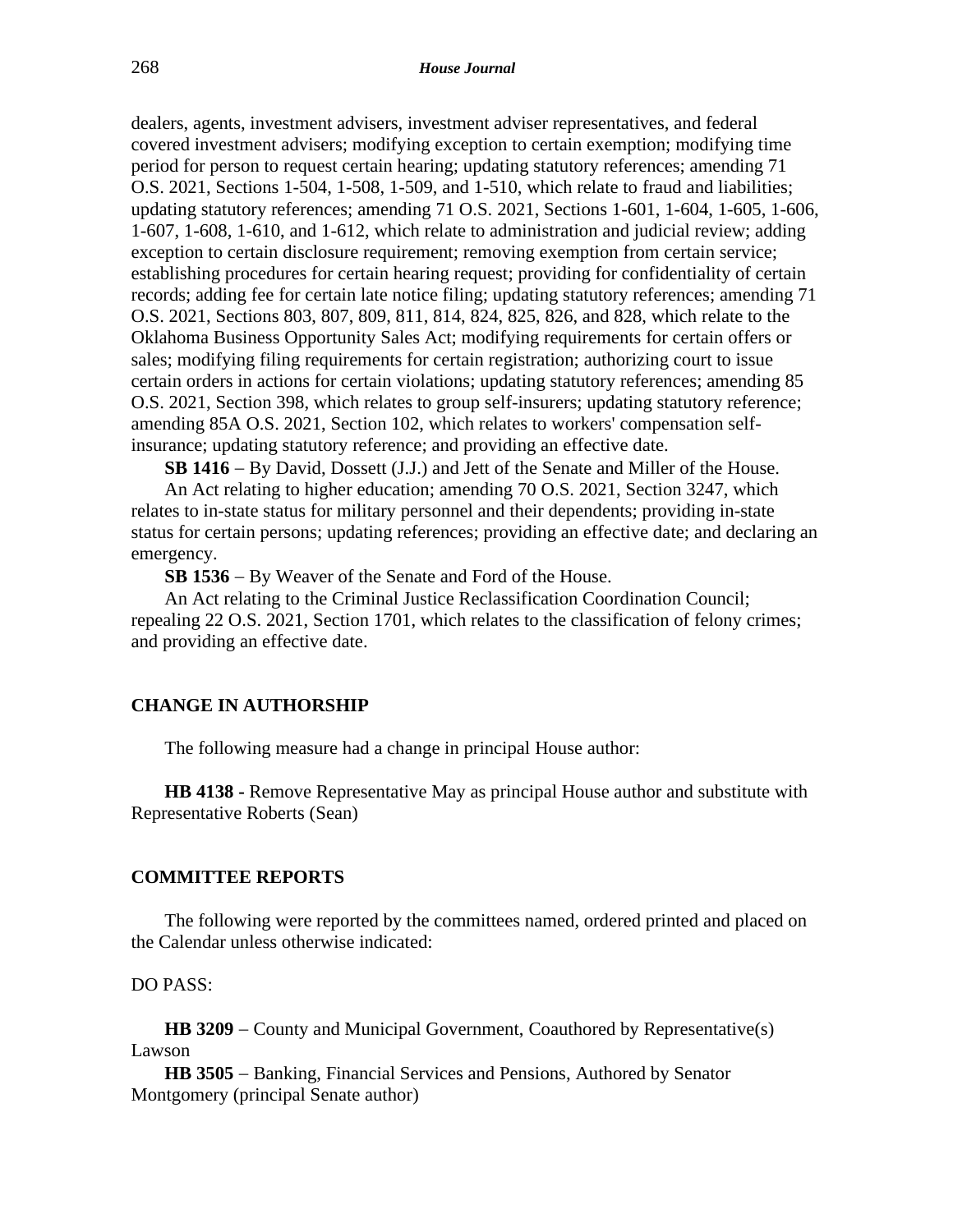dealers, agents, investment advisers, investment adviser representatives, and federal covered investment advisers; modifying exception to certain exemption; modifying time period for person to request certain hearing; updating statutory references; amending 71 O.S. 2021, Sections 1-504, 1-508, 1-509, and 1-510, which relate to fraud and liabilities; updating statutory references; amending 71 O.S. 2021, Sections 1-601, 1-604, 1-605, 1-606, 1-607, 1-608, 1-610, and 1-612, which relate to administration and judicial review; adding exception to certain disclosure requirement; removing exemption from certain service; establishing procedures for certain hearing request; providing for confidentiality of certain records; adding fee for certain late notice filing; updating statutory references; amending 71 O.S. 2021, Sections 803, 807, 809, 811, 814, 824, 825, 826, and 828, which relate to the Oklahoma Business Opportunity Sales Act; modifying requirements for certain offers or sales; modifying filing requirements for certain registration; authorizing court to issue certain orders in actions for certain violations; updating statutory references; amending 85 O.S. 2021, Section 398, which relates to group self-insurers; updating statutory reference; amending 85A O.S. 2021, Section 102, which relates to workers' compensation self-insurance; updating statutory reference; and providing an effective date.

**SB 1416** – By David, Dossett (J.J.) and Jett of the Senate and Miller of the House.

An Act relating to higher education; amending 70 O.S. 2021, Section 3247, which relates to in-state status for military personnel and their dependents; providing in-state status for certain persons; updating references; providing an effective date; and declaring an emergency.

**SB 1536** – By Weaver of the Senate and Ford of the House.

An Act relating to the Criminal Justice Reclassification Coordination Council; repealing 22 O.S. 2021, Section 1701, which relates to the classification of felony crimes; and providing an effective date.

## CHANGE IN AUTHORSHIP

The following measure had a change in principal House author:

**HB 4138 -** Remove Representative May as principal House author and substitute with Representative Roberts (Sean)

## COMMITTEE REPORTS

The following were reported by the committees named, ordered printed and placed on the Calendar unless otherwise indicated:

DO PASS:

**HB 3209** – County and Municipal Government, Coauthored by Representative(s) Lawson

**HB 3505** – Banking, Financial Services and Pensions, Authored by Senator Montgomery (principal Senate author)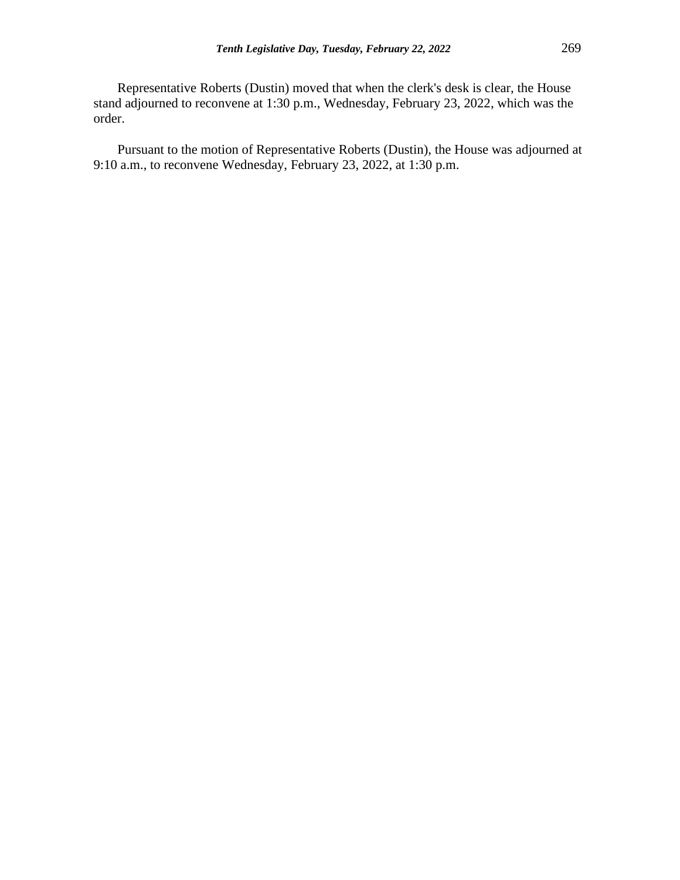Representative Roberts (Dustin) moved that when the clerk's desk is clear, the House stand adjourned to reconvene at 1:30 p.m., Wednesday, February 23, 2022, which was the order.

Pursuant to the motion of Representative Roberts (Dustin), the House was adjourned at 9:10 a.m., to reconvene Wednesday, February 23, 2022, at 1:30 p.m.